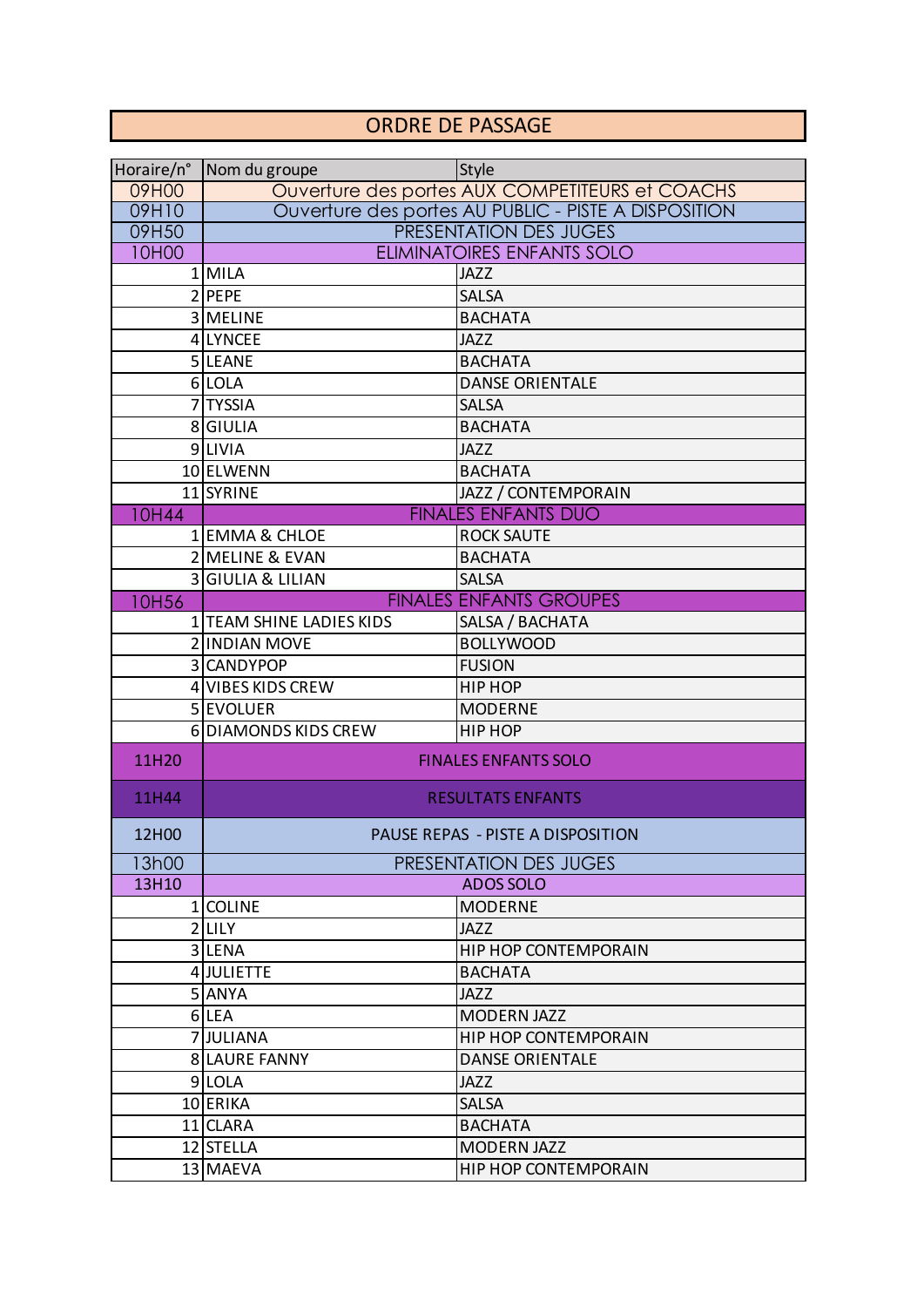# ORDRE DE PASSAGE

| Horaire/n° | Nom du groupe | Style |
|---|---|---|
| 09H00 | Ouverture des portes AUX COMPETITEURS et COACHS | |
| 09H10 | Ouverture des portes AU PUBLIC - PISTE A DISPOSITION | |
| 09H50 | PRESENTATION DES JUGES | |
| 10H00 | ELIMINATOIRES ENFANTS SOLO | |
| 1 | MILA | JAZZ |
| 2 | PEPE | SALSA |
| 3 | MELINE | BACHATA |
| 4 | LYNCEE | JAZZ |
| 5 | LEANE | BACHATA |
| 6 | LOLA | DANSE ORIENTALE |
| 7 | TYSSIA | SALSA |
| 8 | GIULIA | BACHATA |
| 9 | LIVIA | JAZZ |
| 10 | ELWENN | BACHATA |
| 11 | SYRINE | JAZZ / CONTEMPORAIN |
| 10H44 | FINALES ENFANTS DUO | |
| 1 | EMMA & CHLOE | ROCK SAUTE |
| 2 | MELINE & EVAN | BACHATA |
| 3 | GIULIA & LILIAN | SALSA |
| 10H56 | FINALES ENFANTS GROUPES | |
| 1 | TEAM SHINE LADIES KIDS | SALSA / BACHATA |
| 2 | INDIAN MOVE | BOLLYWOOD |
| 3 | CANDYPOP | FUSION |
| 4 | VIBES KIDS CREW | HIP HOP |
| 5 | EVOLUER | MODERNE |
| 6 | DIAMONDS KIDS CREW | HIP HOP |
| 11H20 | FINALES ENFANTS SOLO | |
| 11H44 | RESULTATS ENFANTS | |
| 12H00 | PAUSE REPAS - PISTE A DISPOSITION | |
| 13h00 | PRESENTATION DES JUGES | |
| 13H10 | ADOS SOLO | |
| 1 | COLINE | MODERNE |
| 2 | LILY | JAZZ |
| 3 | LENA | HIP HOP CONTEMPORAIN |
| 4 | JULIETTE | BACHATA |
| 5 | ANYA | JAZZ |
| 6 | LEA | MODERN JAZZ |
| 7 | JULIANA | HIP HOP CONTEMPORAIN |
| 8 | LAURE FANNY | DANSE ORIENTALE |
| 9 | LOLA | JAZZ |
| 10 | ERIKA | SALSA |
| 11 | CLARA | BACHATA |
| 12 | STELLA | MODERN JAZZ |
| 13 | MAEVA | HIP HOP CONTEMPORAIN |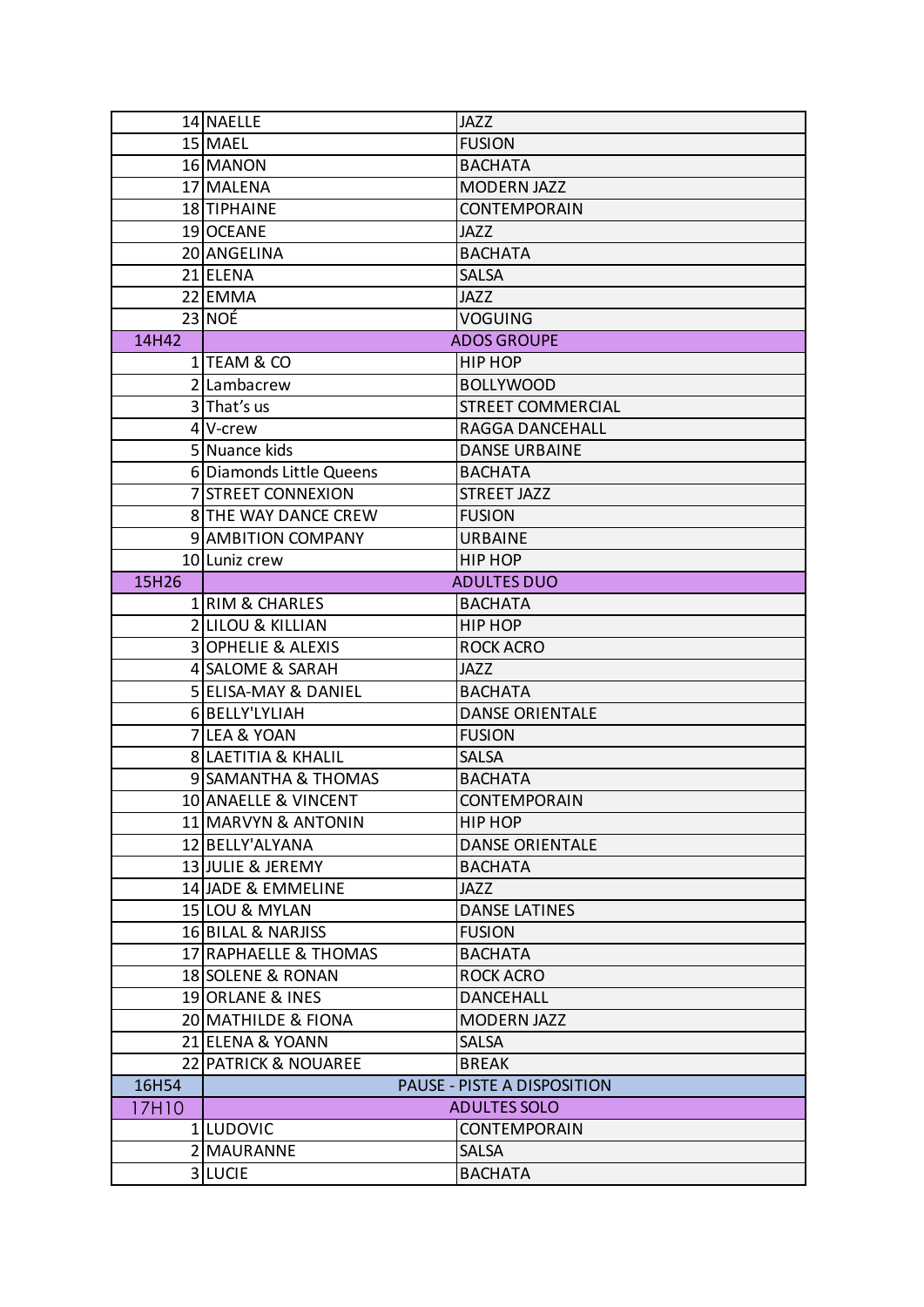| | | |
|---|---|---|
| 14 | NAELLE | JAZZ |
| 15 | MAEL | FUSION |
| 16 | MANON | BACHATA |
| 17 | MALENA | MODERN JAZZ |
| 18 | TIPHAINE | CONTEMPORAIN |
| 19 | OCEANE | JAZZ |
| 20 | ANGELINA | BACHATA |
| 21 | ELENA | SALSA |
| 22 | EMMA | JAZZ |
| 23 | NOÉ | VOGUING |
| 14H42 | ADOS GROUPE | |
| 1 | TEAM & CO | HIP HOP |
| 2 | Lambacrew | BOLLYWOOD |
| 3 | That's us | STREET COMMERCIAL |
| 4 | V-crew | RAGGA DANCEHALL |
| 5 | Nuance kids | DANSE URBAINE |
| 6 | Diamonds Little Queens | BACHATA |
| 7 | STREET CONNEXION | STREET JAZZ |
| 8 | THE WAY DANCE CREW | FUSION |
| 9 | AMBITION COMPANY | URBAINE |
| 10 | Luniz crew | HIP HOP |
| 15H26 | ADULTES DUO | |
| 1 | RIM & CHARLES | BACHATA |
| 2 | LILOU & KILLIAN | HIP HOP |
| 3 | OPHELIE & ALEXIS | ROCK ACRO |
| 4 | SALOME & SARAH | JAZZ |
| 5 | ELISA-MAY & DANIEL | BACHATA |
| 6 | BELLY'LYLIAH | DANSE ORIENTALE |
| 7 | LEA & YOAN | FUSION |
| 8 | LAETITIA & KHALIL | SALSA |
| 9 | SAMANTHA & THOMAS | BACHATA |
| 10 | ANAELLE & VINCENT | CONTEMPORAIN |
| 11 | MARVYN & ANTONIN | HIP HOP |
| 12 | BELLY'ALYANA | DANSE ORIENTALE |
| 13 | JULIE & JEREMY | BACHATA |
| 14 | JADE & EMMELINE | JAZZ |
| 15 | LOU & MYLAN | DANSE LATINES |
| 16 | BILAL & NARJISS | FUSION |
| 17 | RAPHAELLE & THOMAS | BACHATA |
| 18 | SOLENE & RONAN | ROCK ACRO |
| 19 | ORLANE & INES | DANCEHALL |
| 20 | MATHILDE & FIONA | MODERN JAZZ |
| 21 | ELENA & YOANN | SALSA |
| 22 | PATRICK & NOUAREE | BREAK |
| 16H54 | PAUSE - PISTE A DISPOSITION | |
| 17H10 | ADULTES SOLO | |
| 1 | LUDOVIC | CONTEMPORAIN |
| 2 | MAURANNE | SALSA |
| 3 | LUCIE | BACHATA |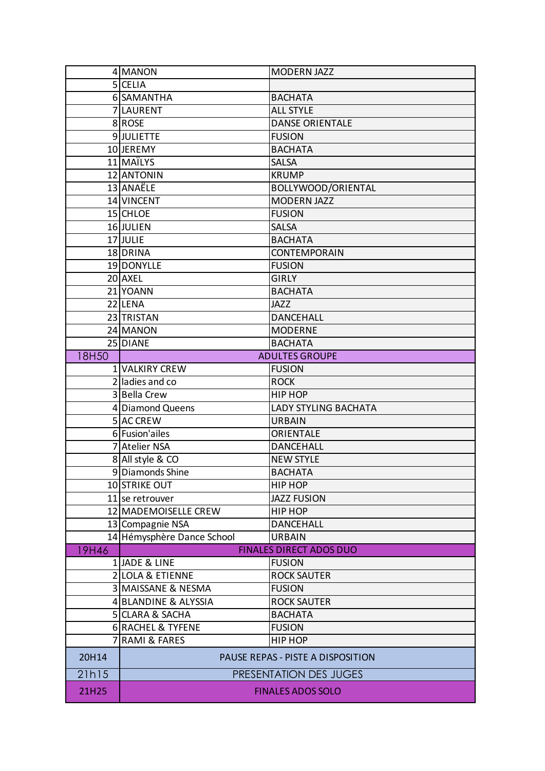| | | |
|---|---|---|
| | 4 MANON | MODERN JAZZ |
| | 5 CELIA | |
| | 6 SAMANTHA | BACHATA |
| | 7 LAURENT | ALL STYLE |
| | 8 ROSE | DANSE ORIENTALE |
| | 9 JULIETTE | FUSION |
| | 10 JEREMY | BACHATA |
| | 11 MAÏLYS | SALSA |
| | 12 ANTONIN | KRUMP |
| | 13 ANAËLE | BOLLYWOOD/ORIENTAL |
| | 14 VINCENT | MODERN JAZZ |
| | 15 CHLOE | FUSION |
| | 16 JULIEN | SALSA |
| | 17 JULIE | BACHATA |
| | 18 DRINA | CONTEMPORAIN |
| | 19 DONYLLE | FUSION |
| | 20 AXEL | GIRLY |
| | 21 YOANN | BACHATA |
| | 22 LENA | JAZZ |
| | 23 TRISTAN | DANCEHALL |
| | 24 MANON | MODERNE |
| | 25 DIANE | BACHATA |
| 18H50 | ADULTES GROUPE | |
| | 1 VALKIRY CREW | FUSION |
| | 2 ladies and co | ROCK |
| | 3 Bella Crew | HIP HOP |
| | 4 Diamond Queens | LADY STYLING BACHATA |
| | 5 AC CREW | URBAIN |
| | 6 Fusion'ailes | ORIENTALE |
| | 7 Atelier NSA | DANCEHALL |
| | 8 All style & CO | NEW STYLE |
| | 9 Diamonds Shine | BACHATA |
| | 10 STRIKE OUT | HIP HOP |
| | 11 se retrouver | JAZZ FUSION |
| | 12 MADEMOISELLE CREW | HIP HOP |
| | 13 Compagnie NSA | DANCEHALL |
| | 14 Hémysphère Dance School | URBAIN |
| 19H46 | FINALES DIRECT ADOS DUO | |
| | 1 JADE & LINE | FUSION |
| | 2 LOLA & ETIENNE | ROCK SAUTER |
| | 3 MAISSANE & NESMA | FUSION |
| | 4 BLANDINE & ALYSSIA | ROCK SAUTER |
| | 5 CLARA & SACHA | BACHATA |
| | 6 RACHEL & TYFENE | FUSION |
| | 7 RAMI & FARES | HIP HOP |
| 20H14 | PAUSE REPAS - PISTE A DISPOSITION | |
| 21h15 | PRESENTATION DES JUGES | |
| 21H25 | FINALES ADOS SOLO | |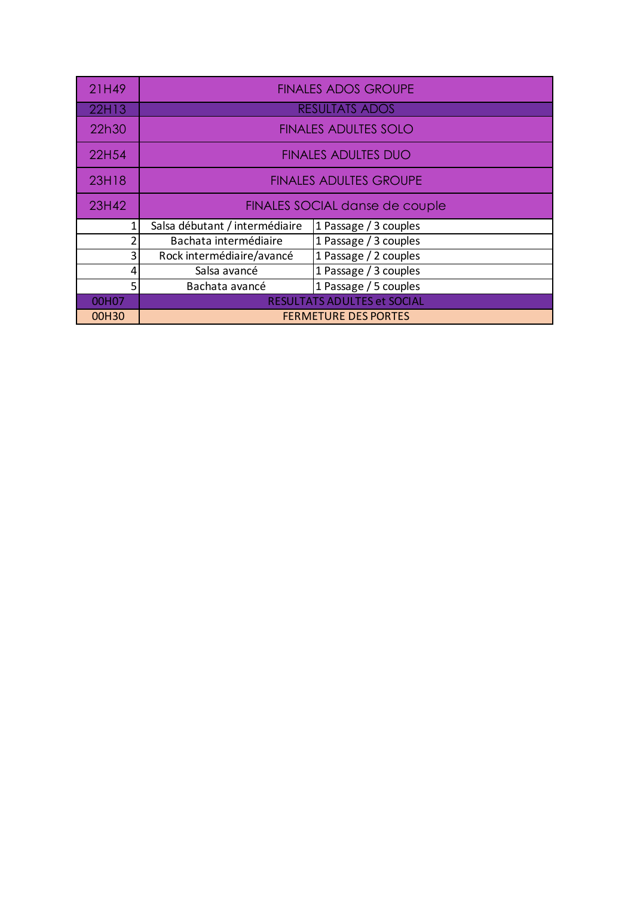| | | |
|---|---|---|
| 21H49 | FINALES ADOS GROUPE | |
| 22H13 | RESULTATS ADOS | |
| 22h30 | FINALES ADULTES SOLO | |
| 22H54 | FINALES ADULTES DUO | |
| 23H18 | FINALES ADULTES GROUPE | |
| 23H42 | FINALES SOCIAL danse de couple | |
| 1 | Salsa débutant / intermédiaire | 1 Passage / 3 couples |
| 2 | Bachata intermédiaire | 1 Passage / 3 couples |
| 3 | Rock intermédiaire/avancé | 1 Passage / 2 couples |
| 4 | Salsa avancé | 1 Passage / 3 couples |
| 5 | Bachata avancé | 1 Passage / 5 couples |
| 00H07 | RESULTATS ADULTES et SOCIAL | |
| 00H30 | FERMETURE DES PORTES | |